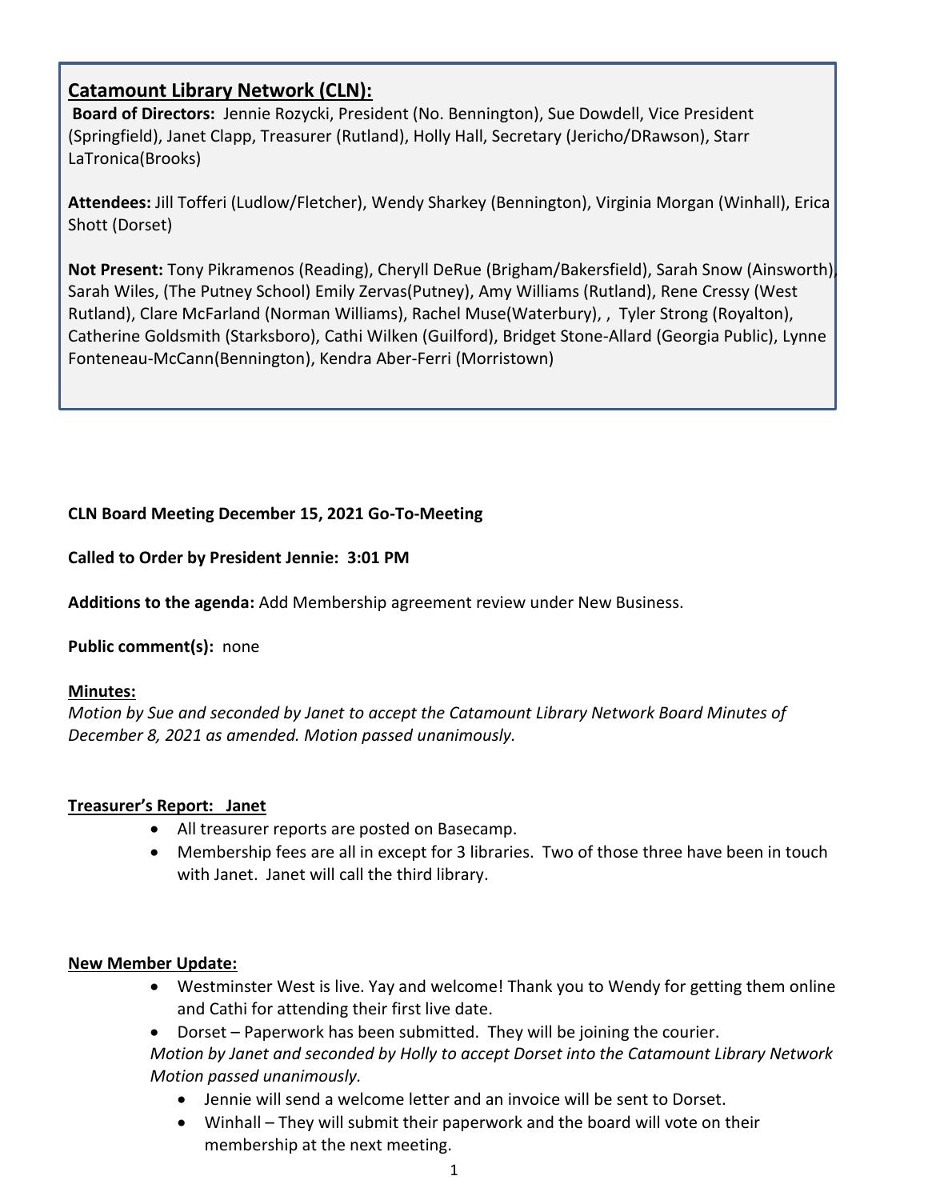## Catamount Library Network (CLN):

**Board of Directors:** Jennie Rozycki, President (No. Bennington), Sue Dowdell, Vice President (Springfield), Janet Clapp, Treasurer (Rutland), Holly Hall, Secretary (Jericho/DRawson), Starr LaTronica(Brooks)

**Attendees:** Jill Tofferi (Ludlow/Fletcher), Wendy Sharkey (Bennington), Virginia Morgan (Winhall), Erica Shott (Dorset)

**Not Present:** Tony Pikramenos (Reading), Cheryll DeRue (Brigham/Bakersfield), Sarah Snow (Ainsworth), Sarah Wiles, (The Putney School) Emily Zervas(Putney), Amy Williams (Rutland), Rene Cressy (West Rutland), Clare McFarland (Norman Williams), Rachel Muse(Waterbury), , Tyler Strong (Royalton), Catherine Goldsmith (Starksboro), Cathi Wilken (Guilford), Bridget Stone-Allard (Georgia Public), Lynne Fonteneau-McCann(Bennington), Kendra Aber-Ferri (Morristown)

**CLN Board Meeting December 15, 2021 Go-To-Meeting**

**Called to Order by President Jennie: 3:01 PM**

**Additions to the agenda:** Add Membership agreement review under New Business.

**Public comment(s):** none

**Minutes:**

*Motion by Sue and seconded by Janet to accept the Catamount Library Network Board Minutes of December 8, 2021 as amended. Motion passed unanimously.*

**Treasurer's Report: Janet**

- All treasurer reports are posted on Basecamp.
- Membership fees are all in except for 3 libraries. Two of those three have been in touch with Janet. Janet will call the third library.

**New Member Update:**

- Westminster West is live. Yay and welcome! Thank you to Wendy for getting them online and Cathi for attending their first live date.
- Dorset – Paperwork has been submitted. They will be joining the courier.

  *Motion by Janet and seconded by Holly to accept Dorset into the Catamount Library Network Motion passed unanimously.*
  - Jennie will send a welcome letter and an invoice will be sent to Dorset.
  - Winhall – They will submit their paperwork and the board will vote on their membership at the next meeting.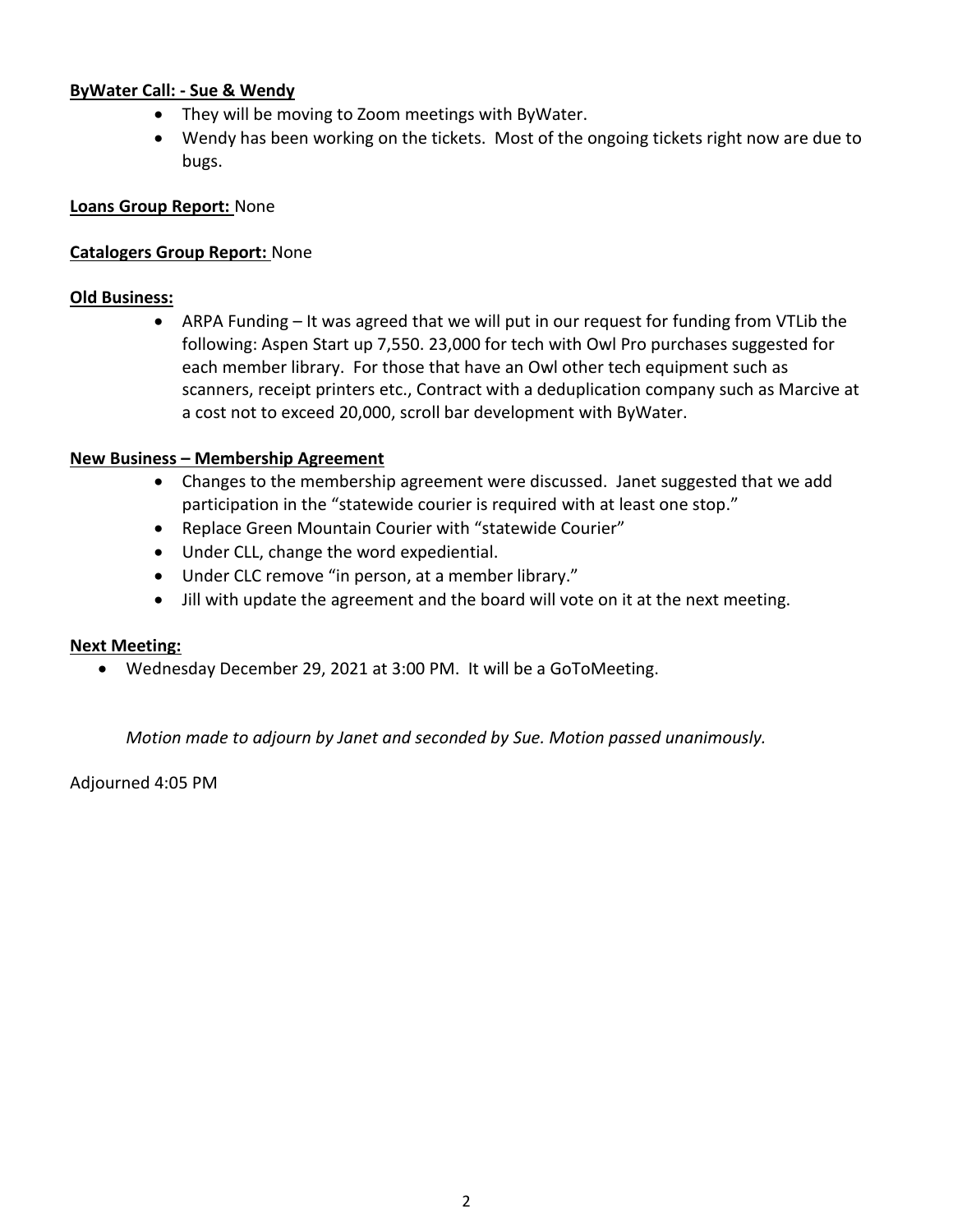**<u>ByWater Call: - Sue & Wendy</u>**

- They will be moving to Zoom meetings with ByWater.
- Wendy has been working on the tickets. Most of the ongoing tickets right now are due to bugs.

**<u>Loans Group Report:</u>** None

**<u>Catalogers Group Report:</u>** None

**<u>Old Business:</u>**

- ARPA Funding – It was agreed that we will put in our request for funding from VTLib the following: Aspen Start up 7,550. 23,000 for tech with Owl Pro purchases suggested for each member library. For those that have an Owl other tech equipment such as scanners, receipt printers etc., Contract with a deduplication company such as Marcive at a cost not to exceed 20,000, scroll bar development with ByWater.

**<u>New Business – Membership Agreement</u>**

- Changes to the membership agreement were discussed. Janet suggested that we add participation in the "statewide courier is required with at least one stop."
- Replace Green Mountain Courier with "statewide Courier"
- Under CLL, change the word expediential.
- Under CLC remove "in person, at a member library."
- Jill with update the agreement and the board will vote on it at the next meeting.

**<u>Next Meeting:</u>**

- Wednesday December 29, 2021 at 3:00 PM. It will be a GoToMeeting.

*Motion made to adjourn by Janet and seconded by Sue. Motion passed unanimously.*

Adjourned 4:05 PM